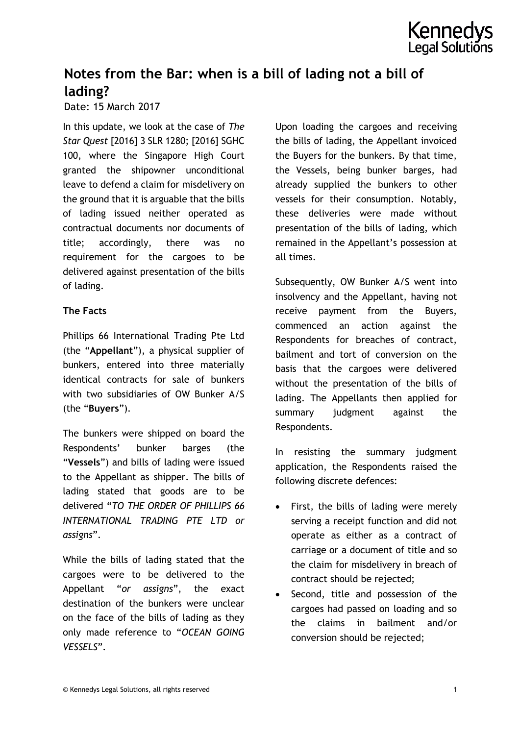# Notes from the Bar: when is a bill of lading not a bill of lading?

Date: 15 March 2017

In this update, we look at the case of *The Star Quest* [2016] 3 SLR 1280; [2016] SGHC 100, where the Singapore High Court granted the shipowner unconditional leave to defend a claim for misdelivery on the ground that it is arguable that the bills of lading issued neither operated as contractual documents nor documents of title; accordingly, there was no requirement for the cargoes to be delivered against presentation of the bills of lading.

**The Facts**

Phillips 66 International Trading Pte Ltd (the "**Appellant**"), a physical supplier of bunkers, entered into three materially identical contracts for sale of bunkers with two subsidiaries of OW Bunker A/S (the "**Buyers**").

The bunkers were shipped on board the Respondents' bunker barges (the "**Vessels**") and bills of lading were issued to the Appellant as shipper. The bills of lading stated that goods are to be delivered "*TO THE ORDER OF PHILLIPS 66 INTERNATIONAL TRADING PTE LTD or assigns*".

While the bills of lading stated that the cargoes were to be delivered to the Appellant "*or assigns*", the exact destination of the bunkers were unclear on the face of the bills of lading as they only made reference to "*OCEAN GOING VESSELS*".

Upon loading the cargoes and receiving the bills of lading, the Appellant invoiced the Buyers for the bunkers. By that time, the Vessels, being bunker barges, had already supplied the bunkers to other vessels for their consumption. Notably, these deliveries were made without presentation of the bills of lading, which remained in the Appellant's possession at all times.

Subsequently, OW Bunker A/S went into insolvency and the Appellant, having not receive payment from the Buyers, commenced an action against the Respondents for breaches of contract, bailment and tort of conversion on the basis that the cargoes were delivered without the presentation of the bills of lading. The Appellants then applied for summary judgment against the Respondents.

In resisting the summary judgment application, the Respondents raised the following discrete defences:

- First, the bills of lading were merely serving a receipt function and did not operate as either as a contract of carriage or a document of title and so the claim for misdelivery in breach of contract should be rejected;
- Second, title and possession of the cargoes had passed on loading and so the claims in bailment and/or conversion should be rejected;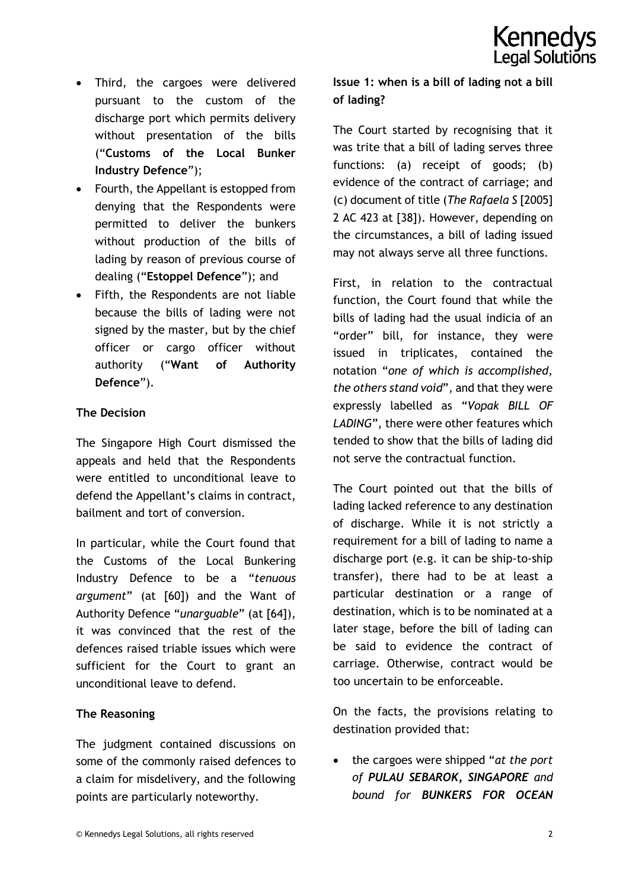- Third, the cargoes were delivered pursuant to the custom of the discharge port which permits delivery without presentation of the bills ("**Customs of the Local Bunker Industry Defence**");
- Fourth, the Appellant is estopped from denying that the Respondents were permitted to deliver the bunkers without production of the bills of lading by reason of previous course of dealing ("**Estoppel Defence**"); and
- Fifth, the Respondents are not liable because the bills of lading were not signed by the master, but by the chief officer or cargo officer without authority ("**Want of Authority Defence**").

**The Decision**

The Singapore High Court dismissed the appeals and held that the Respondents were entitled to unconditional leave to defend the Appellant's claims in contract, bailment and tort of conversion.

In particular, while the Court found that the Customs of the Local Bunkering Industry Defence to be a "*tenuous argument*" (at [60]) and the Want of Authority Defence "*unarguable*" (at [64]), it was convinced that the rest of the defences raised triable issues which were sufficient for the Court to grant an unconditional leave to defend.

**The Reasoning**

The judgment contained discussions on some of the commonly raised defences to a claim for misdelivery, and the following points are particularly noteworthy.

**Issue 1: when is a bill of lading not a bill of lading?**

The Court started by recognising that it was trite that a bill of lading serves three functions: (a) receipt of goods; (b) evidence of the contract of carriage; and (c) document of title (*The Rafaela S* [2005] 2 AC 423 at [38]). However, depending on the circumstances, a bill of lading issued may not always serve all three functions.

First, in relation to the contractual function, the Court found that while the bills of lading had the usual indicia of an "order" bill, for instance, they were issued in triplicates, contained the notation "*one of which is accomplished, the others stand void*", and that they were expressly labelled as "*Vopak BILL OF LADING*", there were other features which tended to show that the bills of lading did not serve the contractual function.

The Court pointed out that the bills of lading lacked reference to any destination of discharge. While it is not strictly a requirement for a bill of lading to name a discharge port (e.g. it can be ship-to-ship transfer), there had to be at least a particular destination or a range of destination, which is to be nominated at a later stage, before the bill of lading can be said to evidence the contract of carriage. Otherwise, contract would be too uncertain to be enforceable.

On the facts, the provisions relating to destination provided that:

- the cargoes were shipped "*at the port of **PULAU SEBAROK, SINGAPORE** and bound for **BUNKERS FOR OCEAN***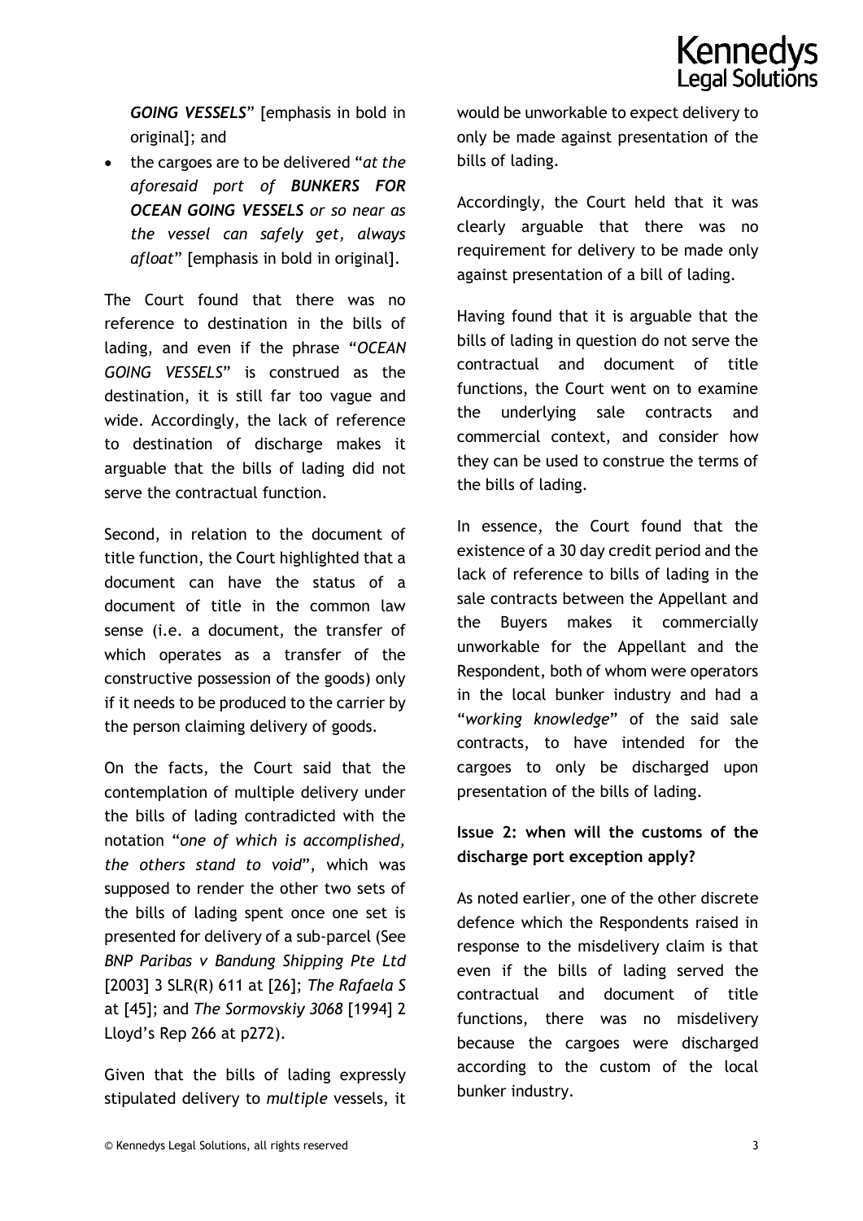*GOING VESSELS*" [emphasis in bold in original]; and

- the cargoes are to be delivered "*at the aforesaid port of **BUNKERS FOR OCEAN GOING VESSELS** or so near as the vessel can safely get, always afloat*" [emphasis in bold in original].

The Court found that there was no reference to destination in the bills of lading, and even if the phrase "*OCEAN GOING VESSELS*" is construed as the destination, it is still far too vague and wide. Accordingly, the lack of reference to destination of discharge makes it arguable that the bills of lading did not serve the contractual function.

Second, in relation to the document of title function, the Court highlighted that a document can have the status of a document of title in the common law sense (i.e. a document, the transfer of which operates as a transfer of the constructive possession of the goods) only if it needs to be produced to the carrier by the person claiming delivery of goods.

On the facts, the Court said that the contemplation of multiple delivery under the bills of lading contradicted with the notation "*one of which is accomplished, the others stand to void*", which was supposed to render the other two sets of the bills of lading spent once one set is presented for delivery of a sub-parcel (See *BNP Paribas v Bandung Shipping Pte Ltd* [2003] 3 SLR(R) 611 at [26]; *The Rafaela S* at [45]; and *The Sormovskiy 3068* [1994] 2 Lloyd's Rep 266 at p272).

Given that the bills of lading expressly stipulated delivery to *multiple* vessels, it would be unworkable to expect delivery to only be made against presentation of the bills of lading.

Accordingly, the Court held that it was clearly arguable that there was no requirement for delivery to be made only against presentation of a bill of lading.

Having found that it is arguable that the bills of lading in question do not serve the contractual and document of title functions, the Court went on to examine the underlying sale contracts and commercial context, and consider how they can be used to construe the terms of the bills of lading.

In essence, the Court found that the existence of a 30 day credit period and the lack of reference to bills of lading in the sale contracts between the Appellant and the Buyers makes it commercially unworkable for the Appellant and the Respondent, both of whom were operators in the local bunker industry and had a "*working knowledge*" of the said sale contracts, to have intended for the cargoes to only be discharged upon presentation of the bills of lading.

### Issue 2: when will the customs of the discharge port exception apply?

As noted earlier, one of the other discrete defence which the Respondents raised in response to the misdelivery claim is that even if the bills of lading served the contractual and document of title functions, there was no misdelivery because the cargoes were discharged according to the custom of the local bunker industry.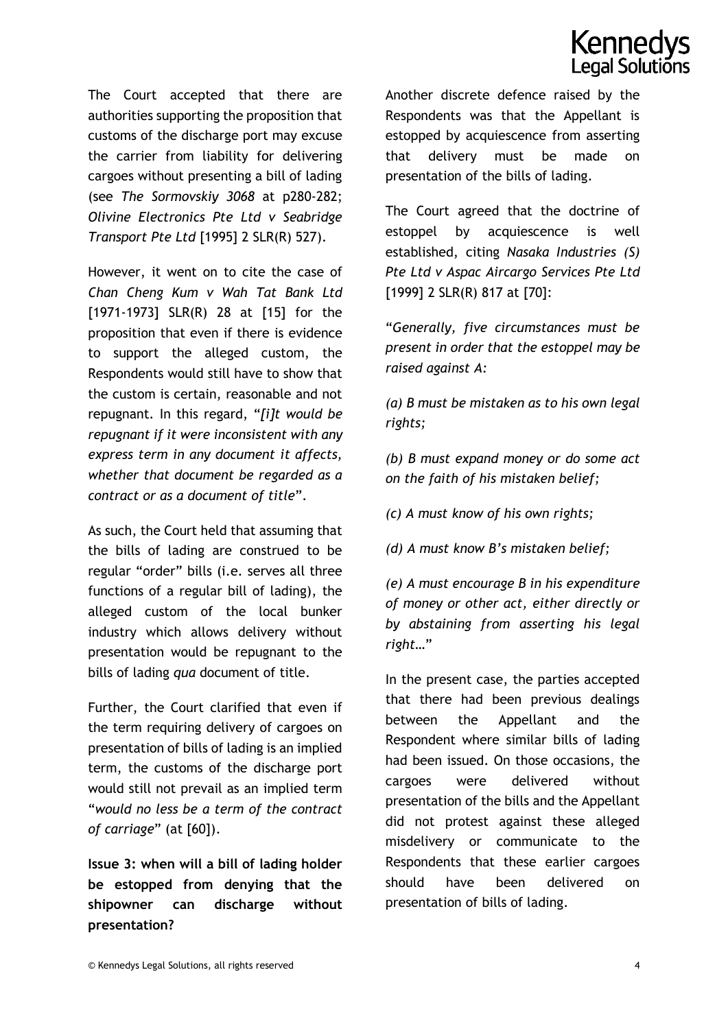The Court accepted that there are authorities supporting the proposition that customs of the discharge port may excuse the carrier from liability for delivering cargoes without presenting a bill of lading (see *The Sormovskiy 3068* at p280-282; *Olivine Electronics Pte Ltd v Seabridge Transport Pte Ltd* [1995] 2 SLR(R) 527).

However, it went on to cite the case of *Chan Cheng Kum v Wah Tat Bank Ltd* [1971-1973] SLR(R) 28 at [15] for the proposition that even if there is evidence to support the alleged custom, the Respondents would still have to show that the custom is certain, reasonable and not repugnant. In this regard, "*[i]t would be repugnant if it were inconsistent with any express term in any document it affects, whether that document be regarded as a contract or as a document of title*".

As such, the Court held that assuming that the bills of lading are construed to be regular "order" bills (i.e. serves all three functions of a regular bill of lading), the alleged custom of the local bunker industry which allows delivery without presentation would be repugnant to the bills of lading *qua* document of title.

Further, the Court clarified that even if the term requiring delivery of cargoes on presentation of bills of lading is an implied term, the customs of the discharge port would still not prevail as an implied term "*would no less be a term of the contract of carriage*" (at [60]).

**Issue 3: when will a bill of lading holder be estopped from denying that the shipowner can discharge without presentation?**

Another discrete defence raised by the Respondents was that the Appellant is estopped by acquiescence from asserting that delivery must be made on presentation of the bills of lading.

The Court agreed that the doctrine of estoppel by acquiescence is well established, citing *Nasaka Industries (S) Pte Ltd v Aspac Aircargo Services Pte Ltd* [1999] 2 SLR(R) 817 at [70]:

"*Generally, five circumstances must be present in order that the estoppel may be raised against A:*

*(a) B must be mistaken as to his own legal rights;*

*(b) B must expand money or do some act on the faith of his mistaken belief;*

*(c) A must know of his own rights;*

*(d) A must know B's mistaken belief;*

*(e) A must encourage B in his expenditure of money or other act, either directly or by abstaining from asserting his legal right…*"

In the present case, the parties accepted that there had been previous dealings between the Appellant and the Respondent where similar bills of lading had been issued. On those occasions, the cargoes were delivered without presentation of the bills and the Appellant did not protest against these alleged misdelivery or communicate to the Respondents that these earlier cargoes should have been delivered on presentation of bills of lading.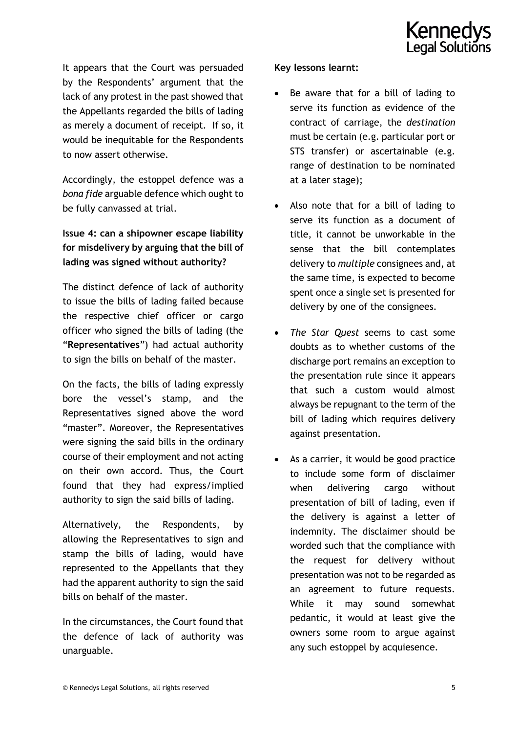It appears that the Court was persuaded by the Respondents' argument that the lack of any protest in the past showed that the Appellants regarded the bills of lading as merely a document of receipt. If so, it would be inequitable for the Respondents to now assert otherwise.

Accordingly, the estoppel defence was a *bona fide* arguable defence which ought to be fully canvassed at trial.

**Issue 4: can a shipowner escape liability for misdelivery by arguing that the bill of lading was signed without authority?**

The distinct defence of lack of authority to issue the bills of lading failed because the respective chief officer or cargo officer who signed the bills of lading (the "**Representatives**") had actual authority to sign the bills on behalf of the master.

On the facts, the bills of lading expressly bore the vessel's stamp, and the Representatives signed above the word "master". Moreover, the Representatives were signing the said bills in the ordinary course of their employment and not acting on their own accord. Thus, the Court found that they had express/implied authority to sign the said bills of lading.

Alternatively, the Respondents, by allowing the Representatives to sign and stamp the bills of lading, would have represented to the Appellants that they had the apparent authority to sign the said bills on behalf of the master.

In the circumstances, the Court found that the defence of lack of authority was unarguable.

**Key lessons learnt:**

- Be aware that for a bill of lading to serve its function as evidence of the contract of carriage, the *destination* must be certain (e.g. particular port or STS transfer) or ascertainable (e.g. range of destination to be nominated at a later stage);
- Also note that for a bill of lading to serve its function as a document of title, it cannot be unworkable in the sense that the bill contemplates delivery to *multiple* consignees and, at the same time, is expected to become spent once a single set is presented for delivery by one of the consignees.
- *The Star Quest* seems to cast some doubts as to whether customs of the discharge port remains an exception to the presentation rule since it appears that such a custom would almost always be repugnant to the term of the bill of lading which requires delivery against presentation.
- As a carrier, it would be good practice to include some form of disclaimer when delivering cargo without presentation of bill of lading, even if the delivery is against a letter of indemnity. The disclaimer should be worded such that the compliance with the request for delivery without presentation was not to be regarded as an agreement to future requests. While it may sound somewhat pedantic, it would at least give the owners some room to argue against any such estoppel by acquiesence.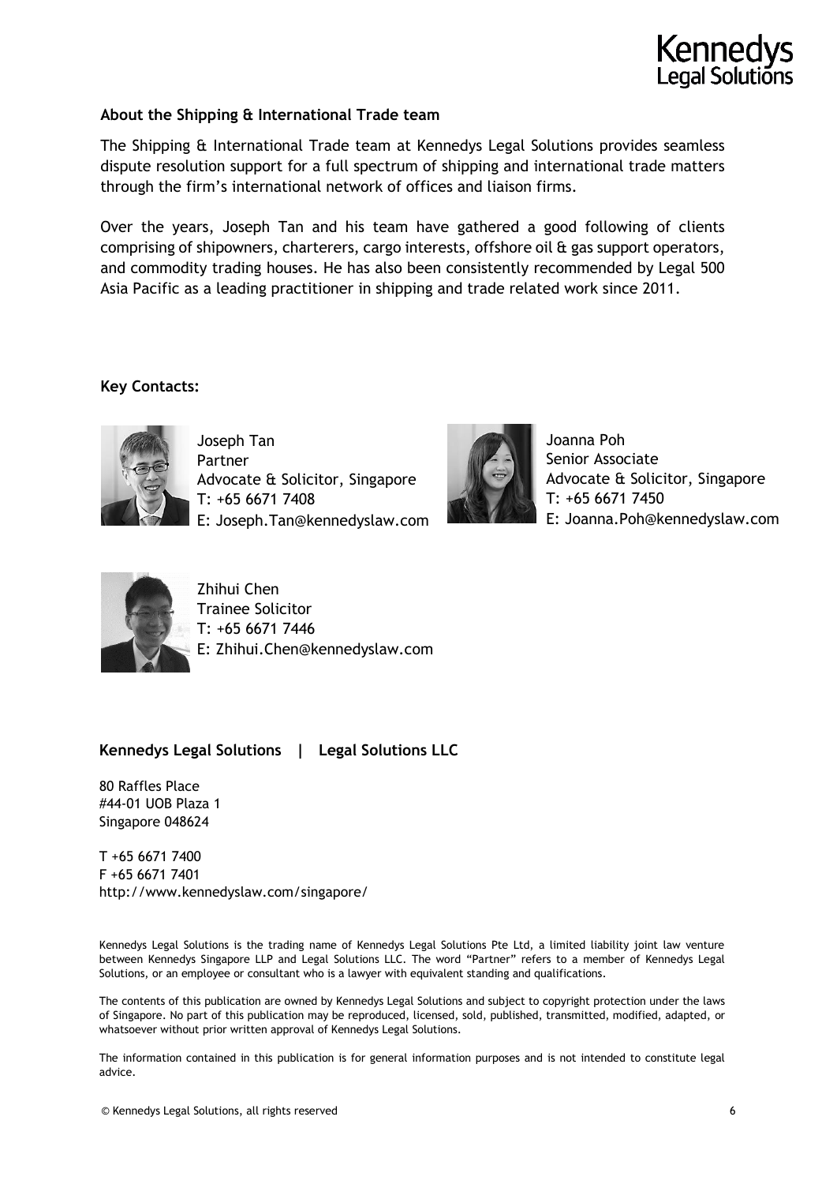## About the Shipping & International Trade team

The Shipping & International Trade team at Kennedys Legal Solutions provides seamless dispute resolution support for a full spectrum of shipping and international trade matters through the firm's international network of offices and liaison firms.

Over the years, Joseph Tan and his team have gathered a good following of clients comprising of shipowners, charterers, cargo interests, offshore oil & gas support operators, and commodity trading houses. He has also been consistently recommended by Legal 500 Asia Pacific as a leading practitioner in shipping and trade related work since 2011.

## Key Contacts:

Joseph Tan
Partner
Advocate & Solicitor, Singapore
T: +65 6671 7408
E: Joseph.Tan@kennedyslaw.com

Joanna Poh
Senior Associate
Advocate & Solicitor, Singapore
T: +65 6671 7450
E: Joanna.Poh@kennedyslaw.com

Zhihui Chen
Trainee Solicitor
T: +65 6671 7446
E: Zhihui.Chen@kennedyslaw.com

## Kennedys Legal Solutions | Legal Solutions LLC

80 Raffles Place
#44-01 UOB Plaza 1
Singapore 048624

T +65 6671 7400
F +65 6671 7401
http://www.kennedyslaw.com/singapore/

Kennedys Legal Solutions is the trading name of Kennedys Legal Solutions Pte Ltd, a limited liability joint law venture between Kennedys Singapore LLP and Legal Solutions LLC. The word "Partner" refers to a member of Kennedys Legal Solutions, or an employee or consultant who is a lawyer with equivalent standing and qualifications.

The contents of this publication are owned by Kennedys Legal Solutions and subject to copyright protection under the laws of Singapore. No part of this publication may be reproduced, licensed, sold, published, transmitted, modified, adapted, or whatsoever without prior written approval of Kennedys Legal Solutions.

The information contained in this publication is for general information purposes and is not intended to constitute legal advice.

© Kennedys Legal Solutions, all rights reserved